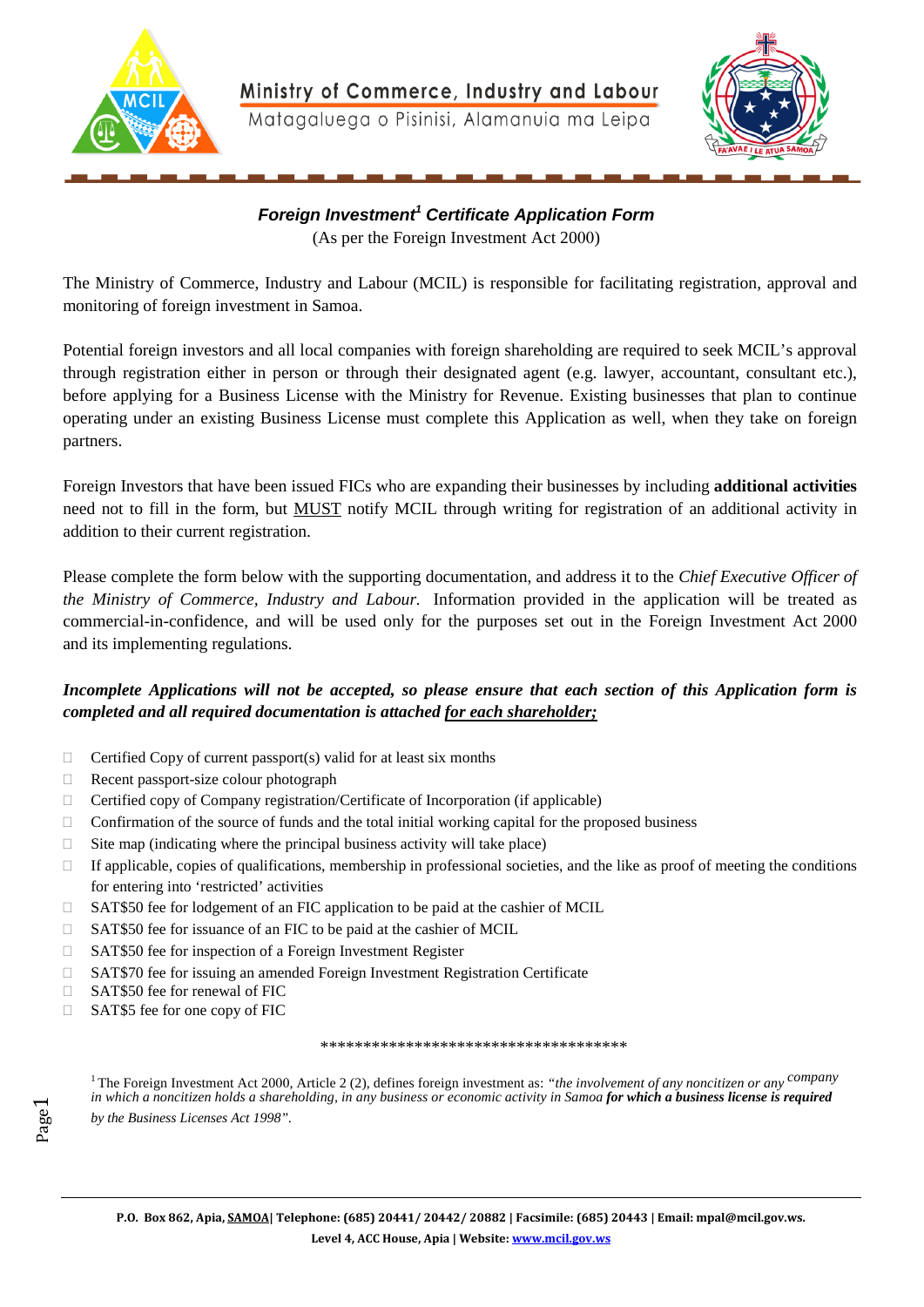Ministry of Commerce, Industry and Labour

Matagaluega o Pisinisi, Alamanuia ma Leipa

## *Foreign Investment[1] Certificate Application Form*

(As per the Foreign Investment Act 2000)

The Ministry of Commerce, Industry and Labour (MCIL) is responsible for facilitating registration, approval and monitoring of foreign investment in Samoa.

Potential foreign investors and all local companies with foreign shareholding are required to seek MCIL's approval through registration either in person or through their designated agent (e.g. lawyer, accountant, consultant etc.), before applying for a Business License with the Ministry for Revenue. Existing businesses that plan to continue operating under an existing Business License must complete this Application as well, when they take on foreign partners.

Foreign Investors that have been issued FICs who are expanding their businesses by including **additional activities** need not to fill in the form, but <u>MUST</u> notify MCIL through writing for registration of an additional activity in addition to their current registration.

Please complete the form below with the supporting documentation, and address it to the *Chief Executive Officer of the Ministry of Commerce, Industry and Labour.* Information provided in the application will be treated as commercial-in-confidence, and will be used only for the purposes set out in the Foreign Investment Act 2000 and its implementing regulations.

***Incomplete Applications will not be accepted, so please ensure that each section of this Application form is completed and all required documentation is attached <u>for each shareholder;</u>***

- ☐ Certified Copy of current passport(s) valid for at least six months
- ☐ Recent passport-size colour photograph
- ☐ Certified copy of Company registration/Certificate of Incorporation (if applicable)
- ☐ Confirmation of the source of funds and the total initial working capital for the proposed business
- ☐ Site map (indicating where the principal business activity will take place)
- ☐ If applicable, copies of qualifications, membership in professional societies, and the like as proof of meeting the conditions for entering into 'restricted' activities
- ☐ SAT$50 fee for lodgement of an FIC application to be paid at the cashier of MCIL
- ☐ SAT$50 fee for issuance of an FIC to be paid at the cashier of MCIL
- ☐ SAT$50 fee for inspection of a Foreign Investment Register
- ☐ SAT$70 fee for issuing an amended Foreign Investment Registration Certificate
- ☐ SAT$50 fee for renewal of FIC
- ☐ SAT$5 fee for one copy of FIC

************************************

[1] The Foreign Investment Act 2000, Article 2 (2), defines foreign investment as: *"the involvement of any noncitizen or any company in which a noncitizen holds a shareholding, in any business or economic activity in Samoa **for which a business license is required** by the Business Licenses Act 1998".*

**P.O. Box 862, Apia, <u>SAMOA</u>| Telephone: (685) 20441/ 20442/ 20882 | Facsimile: (685) 20443 | Email: mpal@mcil.gov.ws.**
**Level 4, ACC House, Apia | Website: [www.mcil.gov.ws](http://www.mcil.gov.ws)**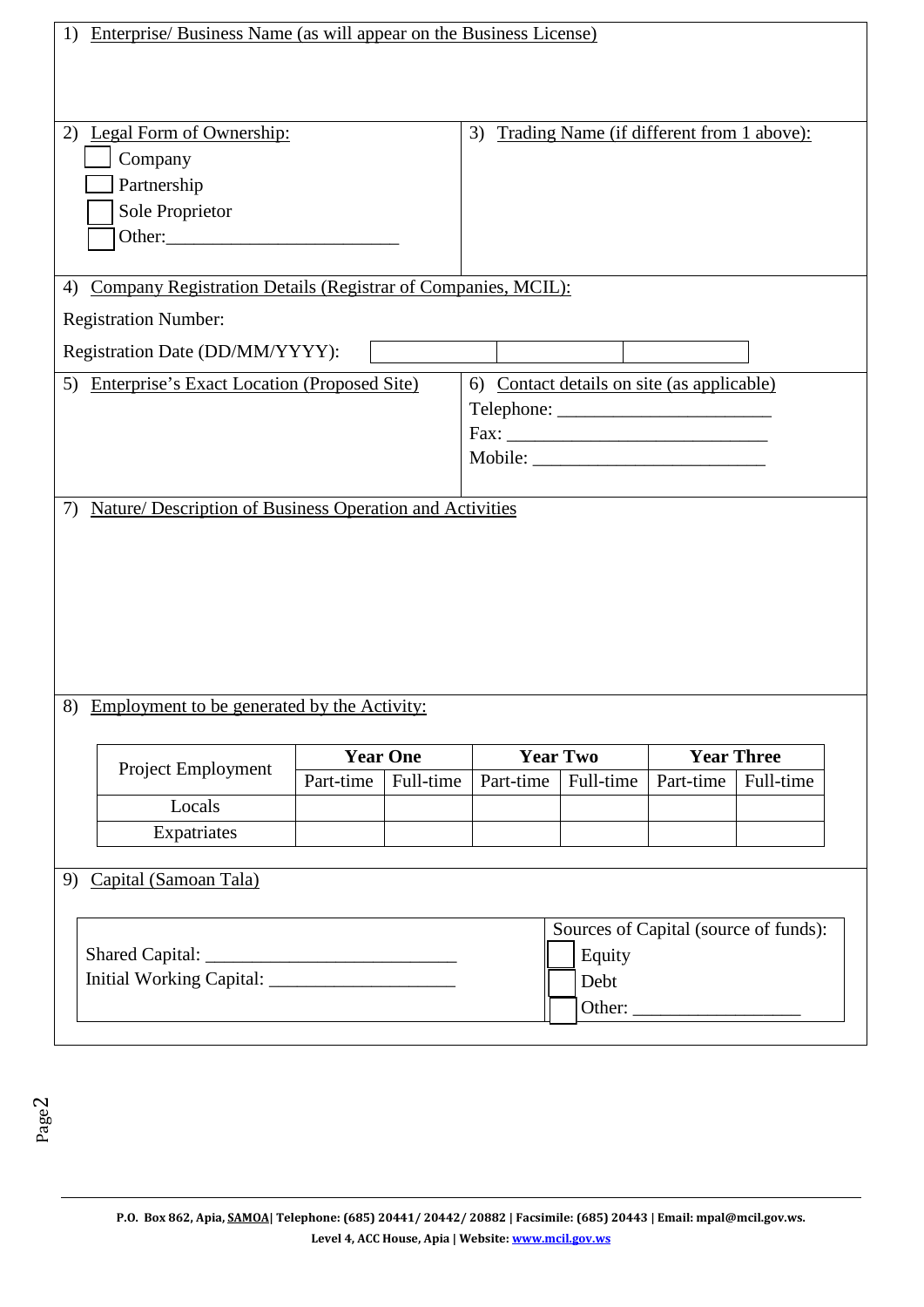1) Enterprise/ Business Name (as will appear on the Business License)

2) Legal Form of Ownership:

- ☐ Company
- ☐ Partnership
- ☐ Sole Proprietor
- ☐ Other:_________________________

3) Trading Name (if different from 1 above):

4) Company Registration Details (Registrar of Companies, MCIL):

Registration Number:

Registration Date (DD/MM/YYYY):

| | | |
|---|---|---|
| | | |

5) Enterprise's Exact Location (Proposed Site)

6) Contact details on site (as applicable)

Telephone: _______________________

Fax: ____________________________

Mobile: _________________________

7) Nature/ Description of Business Operation and Activities

8) Employment to be generated by the Activity:

| Project Employment | **Year One** | | **Year Two** | | **Year Three** | |
|---|---|---|---|---|---|---|
| | Part-time | Full-time | Part-time | Full-time | Part-time | Full-time |
| Locals | | | | | | |
| Expatriates | | | | | | |

9) Capital (Samoan Tala)

Shared Capital: ___________________________

Initial Working Capital: ____________________

Sources of Capital (source of funds):

- ☐ Equity
- ☐ Debt
- ☐ Other: __________________

P.O. Box 862, Apia, SAMOA| Telephone: (685) 20441/ 20442/ 20882 | Facsimile: (685) 20443 | Email: mpal@mcil.gov.ws.
Level 4, ACC House, Apia | Website: www.mcil.gov.ws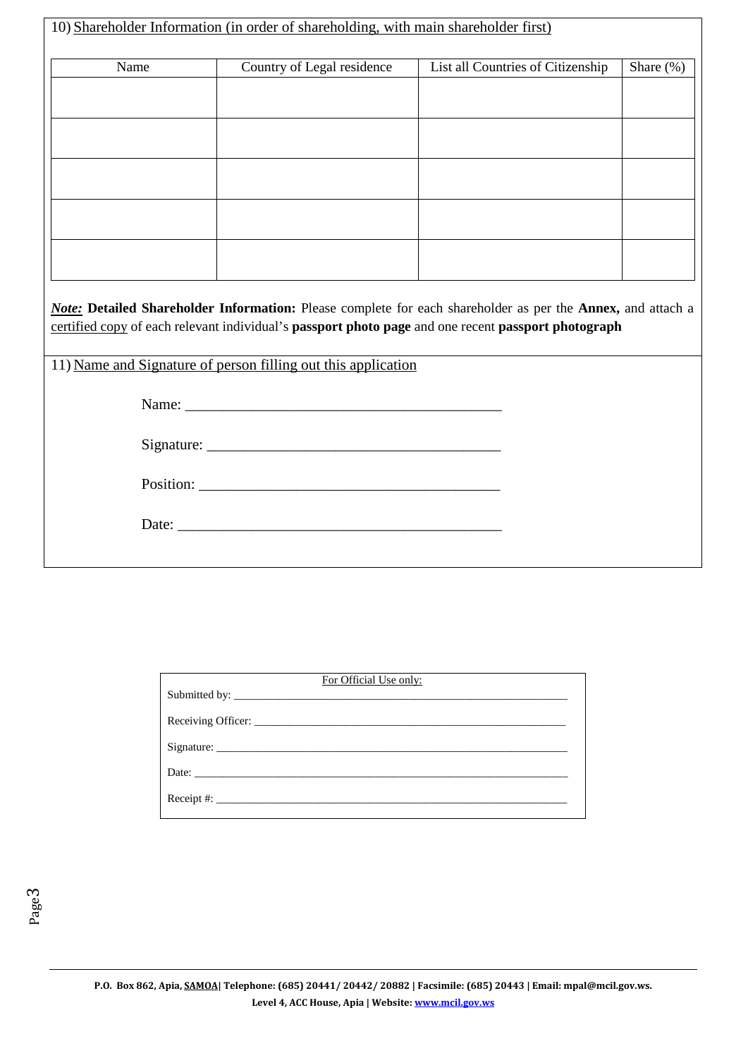10) Shareholder Information (in order of shareholding, with main shareholder first)

| Name | Country of Legal residence | List all Countries of Citizenship | Share (%) |
|---|---|---|---|
| | | | |
| | | | |
| | | | |
| | | | |
| | | | |

***Note:*** **Detailed Shareholder Information:** Please complete for each shareholder as per the **Annex,** and attach a certified copy of each relevant individual's **passport photo page** and one recent **passport photograph**

11) Name and Signature of person filling out this application

Name: ___________________________________________

Signature: ________________________________________

Position: _________________________________________

Date: _____________________________________________

For Official Use only:

Submitted by: ______________________________________________________

Receiving Officer: ___________________________________________________

Signature: _________________________________________________________

Date: _____________________________________________________________

Receipt #: _________________________________________________________

P.O. Box 862, Apia, SAMOA| Telephone: (685) 20441/ 20442/ 20882 | Facsimile: (685) 20443 | Email: mpal@mcil.gov.ws.
Level 4, ACC House, Apia | Website: www.mcil.gov.ws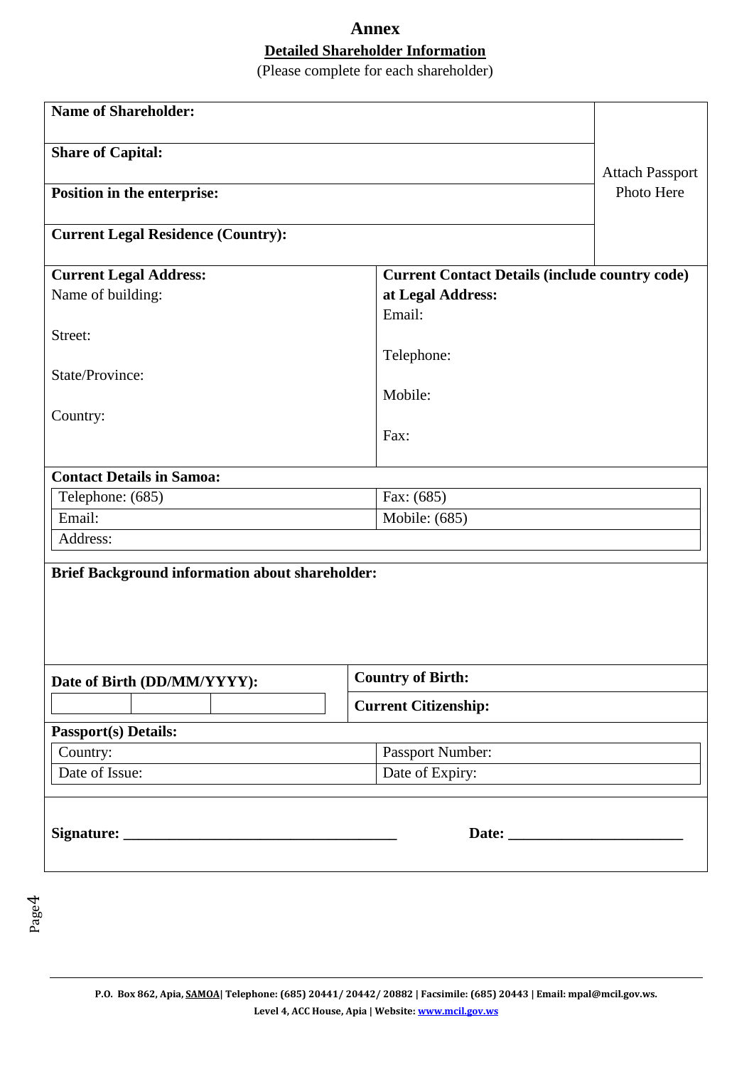# Annex

## Detailed Shareholder Information

(Please complete for each shareholder)

| | |
|---|---|
| **Name of Shareholder:** | Attach Passport Photo Here |
| **Share of Capital:** | |
| **Position in the enterprise:** | |
| **Current Legal Residence (Country):** | |

| **Current Legal Address:** | **Current Contact Details (include country code) at Legal Address:** |
|---|---|
| Name of building: | Email: |
| Street: | Telephone: |
| State/Province: | Mobile: |
| Country: | Fax: |

**Contact Details in Samoa:**

| | |
|---|---|
| Telephone: (685) | Fax: (685) |
| Email: | Mobile: (685) |
| Address: | |

**Brief Background information about shareholder:**

| **Date of Birth (DD/MM/YYYY):** | **Country of Birth:** |
|---|---|
| | **Current Citizenship:** |

**Passport(s) Details:**

| | |
|---|---|
| Country: | Passport Number: |
| Date of Issue: | Date of Expiry: |

**Signature:** ____________________________________ **Date:** ______________________

P.O. Box 862, Apia, SAMOA| Telephone: (685) 20441/ 20442/ 20882 | Facsimile: (685) 20443 | Email: mpal@mcil.gov.ws.
Level 4, ACC House, Apia | Website: www.mcil.gov.ws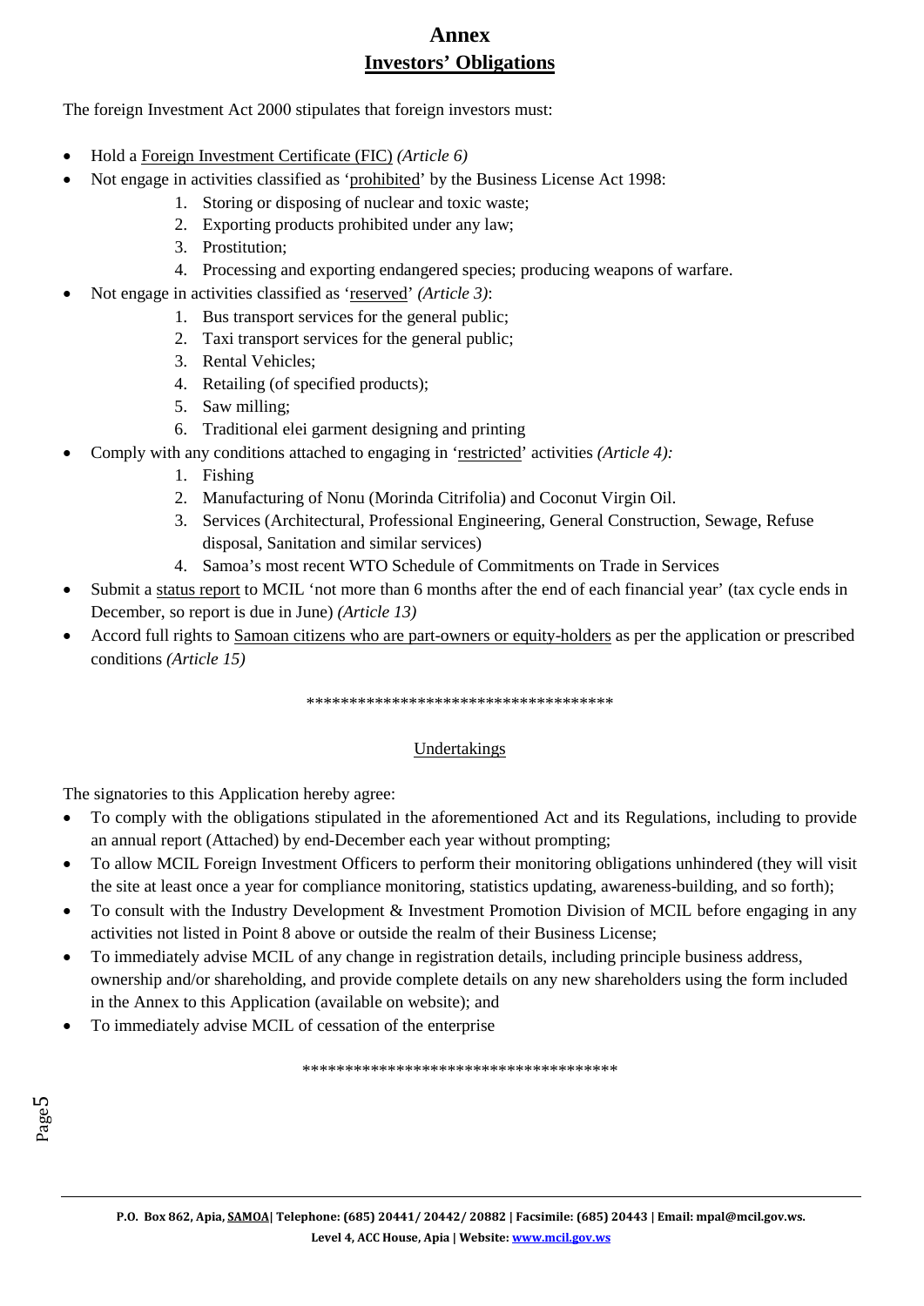# Annex

## Investors' Obligations

The foreign Investment Act 2000 stipulates that foreign investors must:

- Hold a Foreign Investment Certificate (FIC) *(Article 6)*
- Not engage in activities classified as 'prohibited' by the Business License Act 1998:
    1. Storing or disposing of nuclear and toxic waste;
    2. Exporting products prohibited under any law;
    3. Prostitution;
    4. Processing and exporting endangered species; producing weapons of warfare.
- Not engage in activities classified as 'reserved' *(Article 3)*:
    1. Bus transport services for the general public;
    2. Taxi transport services for the general public;
    3. Rental Vehicles;
    4. Retailing (of specified products);
    5. Saw milling;
    6. Traditional elei garment designing and printing
- Comply with any conditions attached to engaging in 'restricted' activities *(Article 4):*
    1. Fishing
    2. Manufacturing of Nonu (Morinda Citrifolia) and Coconut Virgin Oil.
    3. Services (Architectural, Professional Engineering, General Construction, Sewage, Refuse disposal, Sanitation and similar services)
    4. Samoa's most recent WTO Schedule of Commitments on Trade in Services
- Submit a status report to MCIL 'not more than 6 months after the end of each financial year' (tax cycle ends in December, so report is due in June) *(Article 13)*
- Accord full rights to Samoan citizens who are part-owners or equity-holders as per the application or prescribed conditions *(Article 15)*

*************************************

## Undertakings

The signatories to this Application hereby agree:

- To comply with the obligations stipulated in the aforementioned Act and its Regulations, including to provide an annual report (Attached) by end-December each year without prompting;
- To allow MCIL Foreign Investment Officers to perform their monitoring obligations unhindered (they will visit the site at least once a year for compliance monitoring, statistics updating, awareness-building, and so forth);
- To consult with the Industry Development & Investment Promotion Division of MCIL before engaging in any activities not listed in Point 8 above or outside the realm of their Business License;
- To immediately advise MCIL of any change in registration details, including principle business address, ownership and/or shareholding, and provide complete details on any new shareholders using the form included in the Annex to this Application (available on website); and
- To immediately advise MCIL of cessation of the enterprise

**************************************

**P.O. Box 862, Apia, SAMOA| Telephone: (685) 20441/ 20442/ 20882 | Facsimile: (685) 20443 | Email: mpal@mcil.gov.ws.**
**Level 4, ACC House, Apia | Website: www.mcil.gov.ws**